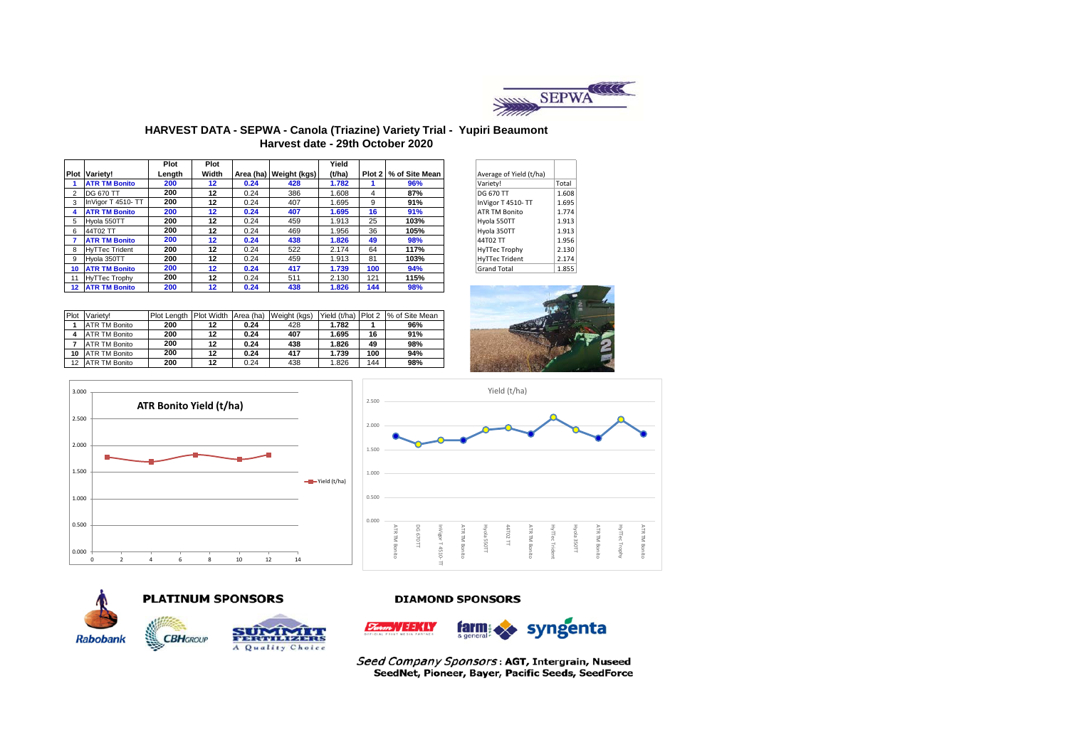# HARVEST DATA - SEPWA - Canola (Triazine) Variety Trial - Yupiri Beaumont

## Harvest date - 29th October 2020

| Plot | Variety! | Plot Length | Plot Width | Area (ha) | Weight (kgs) | Yield (t/ha) | Plot 2 | % of Site Mean |
|---|---|---|---|---|---|---|---|---|
| **1** | **ATR TM Bonito** | **200** | **12** | **0.24** | **428** | **1.782** | **1** | **96%** |
| 2 | DG 670 TT | 200 | 12 | 0.24 | 386 | 1.608 | 4 | 87% |
| 3 | InVigor T 4510- TT | 200 | 12 | 0.24 | 407 | 1.695 | 9 | 91% |
| **4** | **ATR TM Bonito** | **200** | **12** | **0.24** | **407** | **1.695** | **16** | **91%** |
| 5 | Hyola 550TT | 200 | 12 | 0.24 | 459 | 1.913 | 25 | 103% |
| 6 | 44T02 TT | 200 | 12 | 0.24 | 469 | 1.956 | 36 | 105% |
| **7** | **ATR TM Bonito** | **200** | **12** | **0.24** | **438** | **1.826** | **49** | **98%** |
| 8 | HyTTec Trident | 200 | 12 | 0.24 | 522 | 2.174 | 64 | 117% |
| 9 | Hyola 350TT | 200 | 12 | 0.24 | 459 | 1.913 | 81 | 103% |
| **10** | **ATR TM Bonito** | **200** | **12** | **0.24** | **417** | **1.739** | **100** | **94%** |
| 11 | HyTTec Trophy | 200 | 12 | 0.24 | 511 | 2.130 | 121 | 115% |
| **12** | **ATR TM Bonito** | **200** | **12** | **0.24** | **438** | **1.826** | **144** | **98%** |

| Average of Yield (t/ha) | |
|---|---|
| Variety! | Total |
| DG 670 TT | 1.608 |
| InVigor T 4510- TT | 1.695 |
| ATR TM Bonito | 1.774 |
| Hyola 550TT | 1.913 |
| Hyola 350TT | 1.913 |
| 44T02 TT | 1.956 |
| HyTTec Trophy | 2.130 |
| HyTTec Trident | 2.174 |
| Grand Total | 1.855 |

| Plot | Variety! | Plot Length | Plot Width | Area (ha) | Weight (kgs) | Yield (t/ha) | Plot 2 | % of Site Mean |
|---|---|---|---|---|---|---|---|---|
| 1 | ATR TM Bonito | 200 | 12 | 0.24 | 428 | 1.782 | 1 | 96% |
| 4 | ATR TM Bonito | 200 | 12 | 0.24 | 407 | 1.695 | 16 | 91% |
| 7 | ATR TM Bonito | 200 | 12 | 0.24 | 438 | 1.826 | 49 | 98% |
| 10 | ATR TM Bonito | 200 | 12 | 0.24 | 417 | 1.739 | 100 | 94% |
| 12 | ATR TM Bonito | 200 | 12 | 0.24 | 438 | 1.826 | 144 | 98% |

**ATR Bonito Yield (t/ha)**

Yield (t/ha)

**PLATINUM SPONSORS**

Rabobank, CBH Group, Summit Fertilizers – A Quality Choice

**DIAMOND SPONSORS**

Farm Weekly, farm & general, syngenta

*Seed Company Sponsors*: **AGT, Intergrain, Nuseed, SeedNet, Pioneer, Bayer, Pacific Seeds, SeedForce**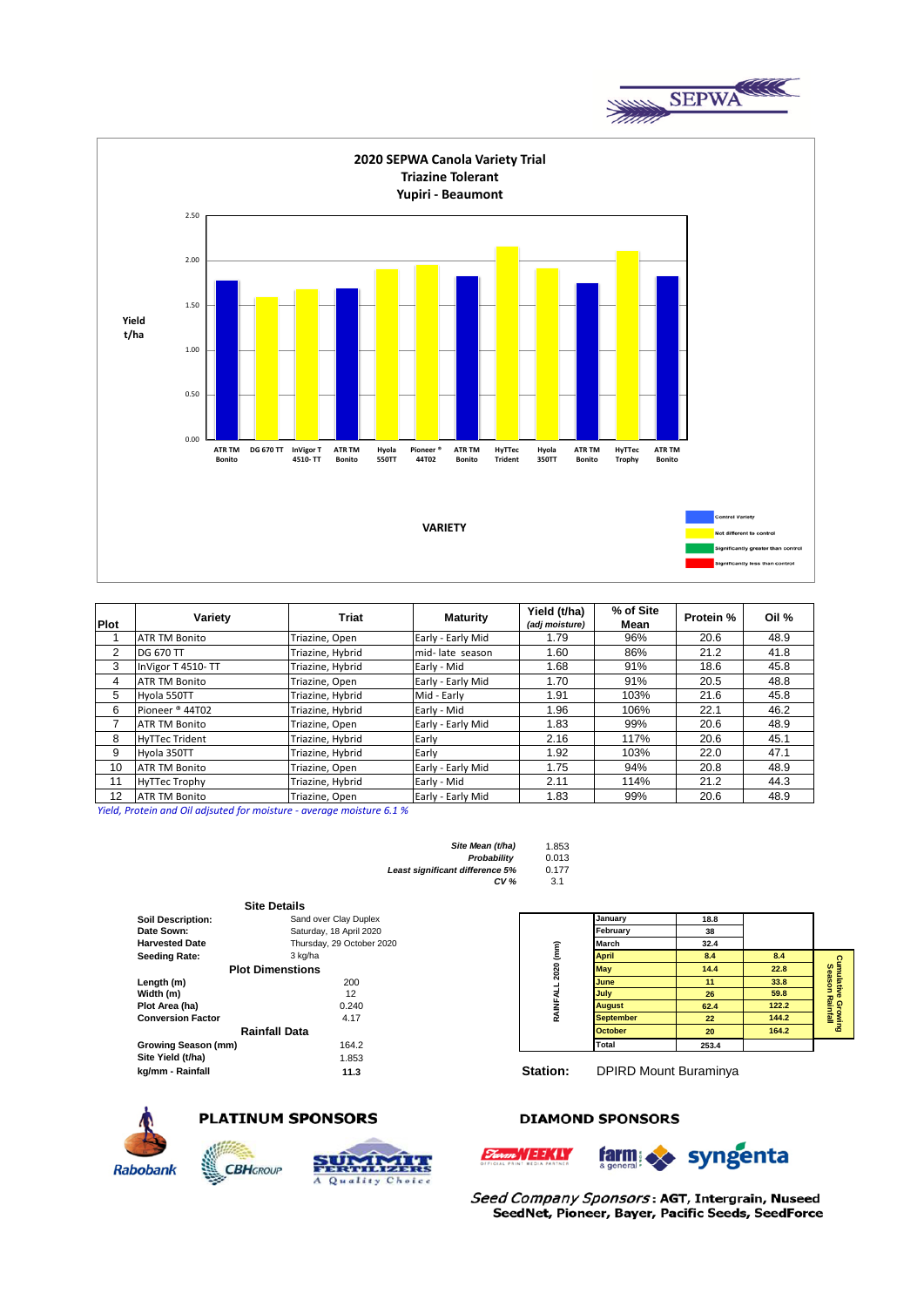SEPWA

## 2020 SEPWA Canola Variety Trial
### Triazine Tolerant
### Yupiri - Beaumont

Yield t/ha

| Variety | Yield t/ha |
|---|---|
| ATR TM Bonito | 1.79 |
| DG 670 TT | 1.60 |
| InVigor T 4510- TT | 1.68 |
| ATR TM Bonito | 1.70 |
| Hyola 550TT | 1.91 |
| Pioneer ® 44T02 | 1.96 |
| ATR TM Bonito | 1.83 |
| HyTTec Trident | 2.16 |
| Hyola 350TT | 1.92 |
| ATR TM Bonito | 1.75 |
| HyTTec Trophy | 2.11 |
| ATR TM Bonito | 1.83 |

VARIETY

Legend: Control Variety; Not different to control; Significantly greater than control; Significantly less than control

| Plot | Variety | Triat | Maturity | Yield (t/ha) *(adj moisture)* | % of Site Mean | Protein % | Oil % |
|---|---|---|---|---|---|---|---|
| 1 | ATR TM Bonito | Triazine, Open | Early - Early Mid | 1.79 | 96% | 20.6 | 48.9 |
| 2 | DG 670 TT | Triazine, Hybrid | mid- late season | 1.60 | 86% | 21.2 | 41.8 |
| 3 | InVigor T 4510- TT | Triazine, Hybrid | Early - Mid | 1.68 | 91% | 18.6 | 45.8 |
| 4 | ATR TM Bonito | Triazine, Open | Early - Early Mid | 1.70 | 91% | 20.5 | 48.8 |
| 5 | Hyola 550TT | Triazine, Hybrid | Mid - Early | 1.91 | 103% | 21.6 | 45.8 |
| 6 | Pioneer ® 44T02 | Triazine, Hybrid | Early - Mid | 1.96 | 106% | 22.1 | 46.2 |
| 7 | ATR TM Bonito | Triazine, Open | Early - Early Mid | 1.83 | 99% | 20.6 | 48.9 |
| 8 | HyTTec Trident | Triazine, Hybrid | Early | 2.16 | 117% | 20.6 | 45.1 |
| 9 | Hyola 350TT | Triazine, Hybrid | Early | 1.92 | 103% | 22.0 | 47.1 |
| 10 | ATR TM Bonito | Triazine, Open | Early - Early Mid | 1.75 | 94% | 20.8 | 48.9 |
| 11 | HyTTec Trophy | Triazine, Hybrid | Early - Mid | 2.11 | 114% | 21.2 | 44.3 |
| 12 | ATR TM Bonito | Triazine, Open | Early - Early Mid | 1.83 | 99% | 20.6 | 48.9 |

*Yield, Protein and Oil adjsuted for moisture - average moisture 6.1 %*

| | |
|---|---|
| *Site Mean (t/ha)* | 1.853 |
| *Probability* | 0.013 |
| *Least significant difference 5%* | 0.177 |
| *CV %* | 3.1 |

**Site Details**

| | |
|---|---|
| **Soil Description:** | Sand over Clay Duplex |
| **Date Sown:** | Saturday, 18 April 2020 |
| **Harvested Date** | Thursday, 29 October 2020 |
| **Seeding Rate:** | 3 kg/ha |

**Plot Dimenstions**

| | |
|---|---|
| **Length (m)** | 200 |
| **Width (m)** | 12 |
| **Plot Area (ha)** | 0.240 |
| **Conversion Factor** | 4.17 |

**Rainfall Data**

| | |
|---|---|
| **Growing Season (mm)** | 164.2 |
| **Site Yield (t/ha)** | 1.853 |
| **kg/mm - Rainfall** | **11.3** |

RAINFALL 2020 (mm)

| Month | Rainfall | Cumulative Growing Season Rainfall |
|---|---|---|
| January | 18.8 | |
| February | 38 | |
| March | 32.4 | |
| April | 8.4 | 8.4 |
| May | 14.4 | 22.8 |
| June | 11 | 33.8 |
| July | 26 | 59.8 |
| August | 62.4 | 122.2 |
| September | 22 | 144.2 |
| October | 20 | 164.2 |
| Total | 253.4 | |

**Station:** DPIRD Mount Buraminya

**PLATINUM SPONSORS**

Rabobank, CBH Group, Summit Fertilizers – A Quality Choice

**DIAMOND SPONSORS**

Farm Weekly, farm & general, syngenta

*Seed Company Sponsors*: **AGT, Intergrain, Nuseed SeedNet, Pioneer, Bayer, Pacific Seeds, SeedForce**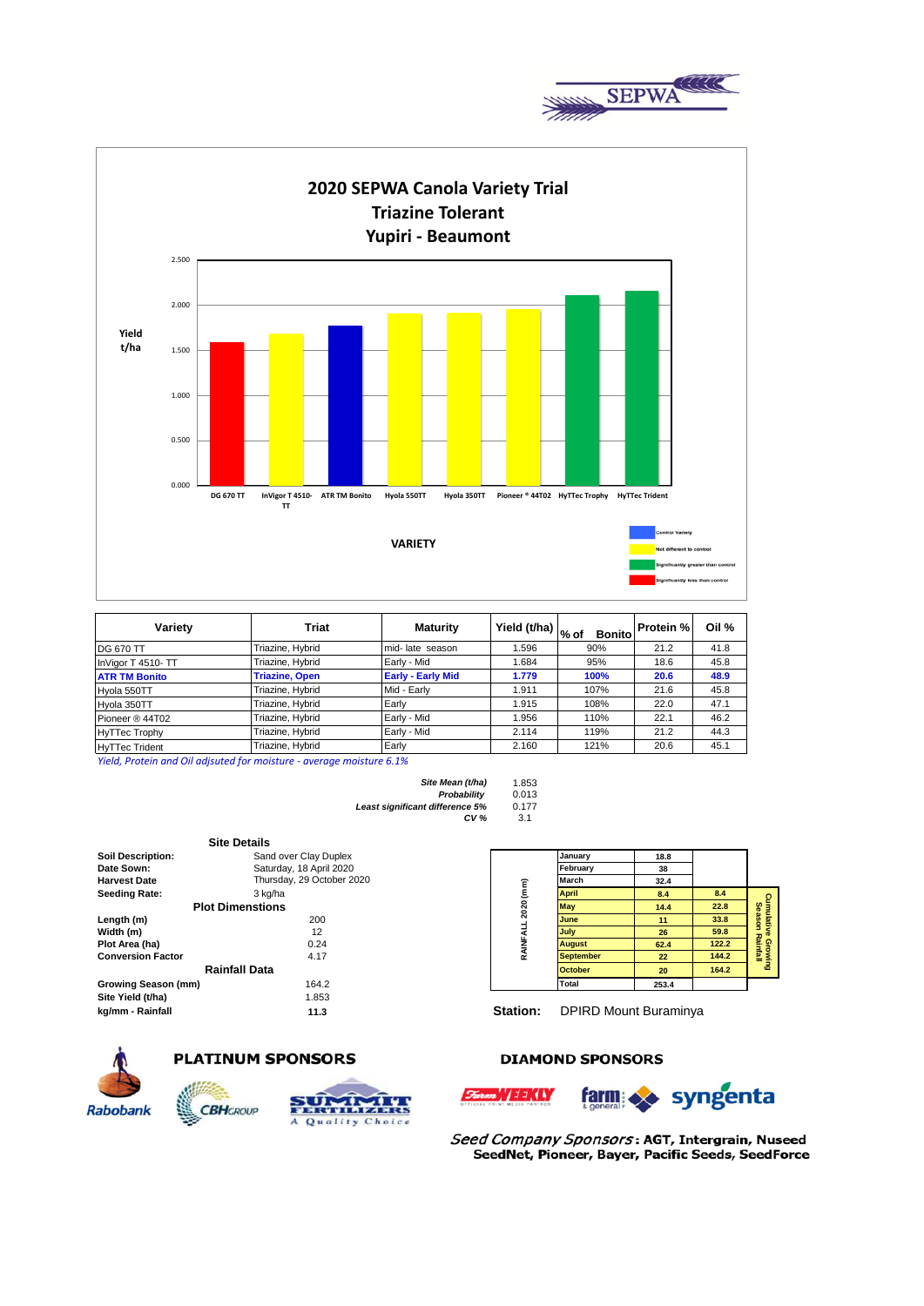SEPWA

# 2020 SEPWA Canola Variety Trial
## Triazine Tolerant
## Yupiri - Beaumont

Yield t/ha

2.500
2.000
1.500
1.000
0.500
0.000

DG 670 TT
InVigor T 4510-TT
ATR TM Bonito
Hyola 550TT
Hyola 350TT
Pioneer ® 44T02
HyTTec Trophy
HyTTec Trident

VARIETY

Control Variety
Not different to control
Significantly greater than control
Significantly less than control

| Variety | Triat | Maturity | Yield (t/ha) | % of Bonito | Protein % | Oil % |
|---|---|---|---|---|---|---|
| DG 670 TT | Triazine, Hybrid | mid- late season | 1.596 | 90% | 21.2 | 41.8 |
| InVigor T 4510- TT | Triazine, Hybrid | Early - Mid | 1.684 | 95% | 18.6 | 45.8 |
| **ATR TM Bonito** | **Triazine, Open** | **Early - Early Mid** | **1.779** | **100%** | **20.6** | **48.9** |
| Hyola 550TT | Triazine, Hybrid | Mid - Early | 1.911 | 107% | 21.6 | 45.8 |
| Hyola 350TT | Triazine, Hybrid | Early | 1.915 | 108% | 22.0 | 47.1 |
| Pioneer ® 44T02 | Triazine, Hybrid | Early - Mid | 1.956 | 110% | 22.1 | 46.2 |
| HyTTec Trophy | Triazine, Hybrid | Early - Mid | 2.114 | 119% | 21.2 | 44.3 |
| HyTTec Trident | Triazine, Hybrid | Early | 2.160 | 121% | 20.6 | 45.1 |

*Yield, Protein and Oil adjsuted for moisture - average moisture 6.1%*

| | |
|---|---|
| ***Site Mean (t/ha)*** | 1.853 |
| ***Probability*** | 0.013 |
| ***Least significant difference 5%*** | 0.177 |
| ***CV %*** | 3.1 |

### Site Details

| | |
|---|---|
| **Soil Description:** | Sand over Clay Duplex |
| **Date Sown:** | Saturday, 18 April 2020 |
| **Harvest Date** | Thursday, 29 October 2020 |
| **Seeding Rate:** | 3 kg/ha |

### Plot Dimenstions

| | |
|---|---|
| **Length (m)** | 200 |
| **Width (m)** | 12 |
| **Plot Area (ha)** | 0.24 |
| **Conversion Factor** | 4.17 |

### Rainfall Data

| | |
|---|---|
| **Growing Season (mm)** | 164.2 |
| **Site Yield (t/ha)** | 1.853 |
| **kg/mm - Rainfall** | **11.3** |

RAINFALL 2020 (mm)

| Month | Rainfall | Cumulative Growing Season Rainfall |
|---|---|---|
| January | 18.8 | |
| February | 38 | |
| March | 32.4 | |
| April | 8.4 | 8.4 |
| May | 14.4 | 22.8 |
| June | 11 | 33.8 |
| July | 26 | 59.8 |
| August | 62.4 | 122.2 |
| September | 22 | 144.2 |
| October | 20 | 164.2 |
| Total | 253.4 | |

**Station:** DPIRD Mount Buraminya

**PLATINUM SPONSORS**

Rabobank, CBH Group, Summit Fertilizers

**DIAMOND SPONSORS**

Farm Weekly, farm & general, syngenta

*Seed Company Sponsors*: **AGT, Intergrain, Nuseed SeedNet, Pioneer, Bayer, Pacific Seeds, SeedForce**